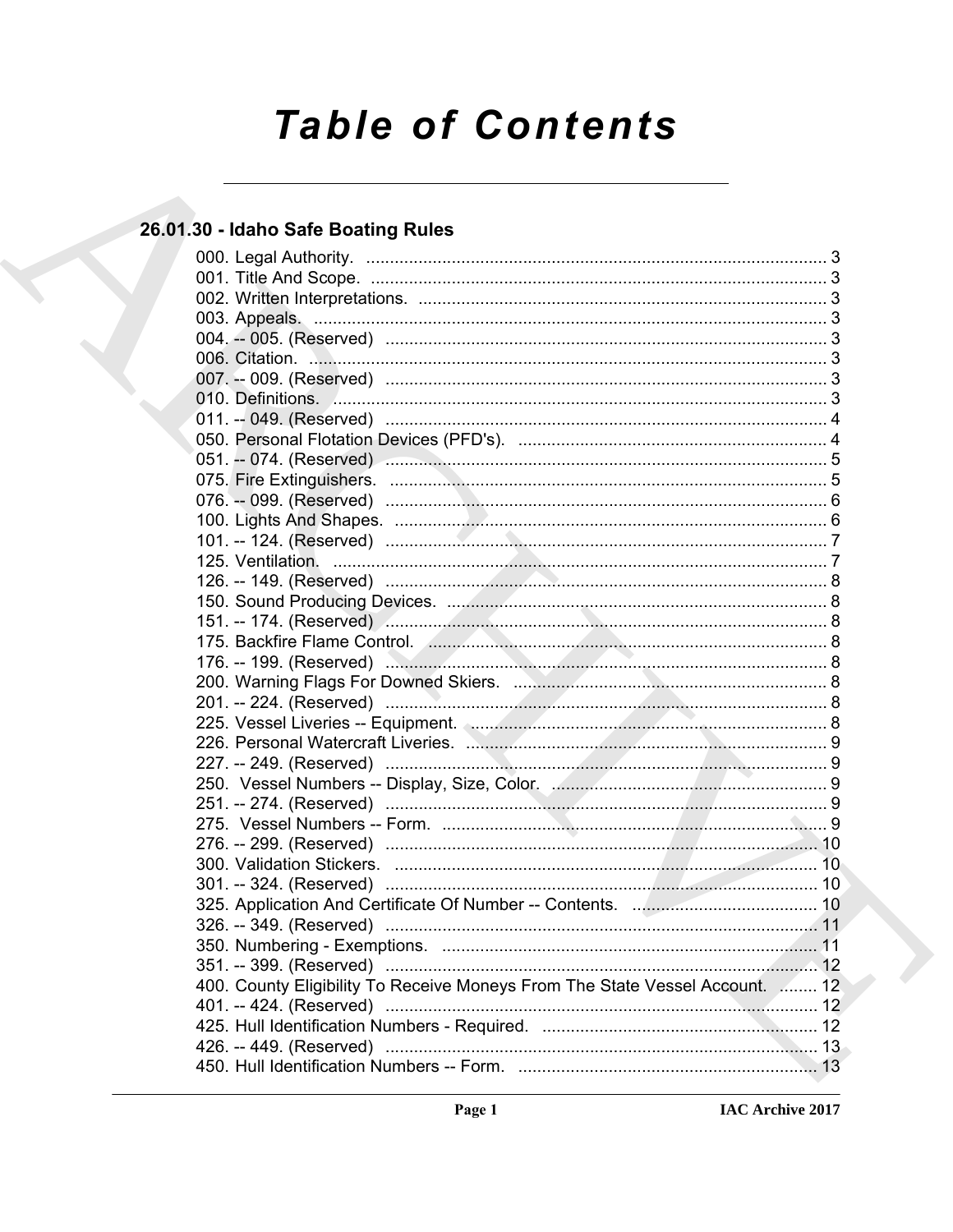# Table of Contents

## 26.01.30 - Idaho Safe Boating Rules

000. Legal Authority. ..... 3
001. Title And Scope. ..... 3
002. Written Interpretations. ..... 3
003. Appeals. ..... 3
004. -- 005. (Reserved) ..... 3
006. Citation. ..... 3
007. -- 009. (Reserved) ..... 3
010. Definitions. ..... 3
011. -- 049. (Reserved) ..... 4
050. Personal Flotation Devices (PFD's). ..... 4
051. -- 074. (Reserved) ..... 5
075. Fire Extinguishers. ..... 5
076. -- 099. (Reserved) ..... 6
100. Lights And Shapes. ..... 6
101. -- 124. (Reserved) ..... 7
125. Ventilation. ..... 7
126. -- 149. (Reserved) ..... 8
150. Sound Producing Devices. ..... 8
151. -- 174. (Reserved) ..... 8
175. Backfire Flame Control. ..... 8
176. -- 199. (Reserved) ..... 8
200. Warning Flags For Downed Skiers. ..... 8
201. -- 224. (Reserved) ..... 8
225. Vessel Liveries -- Equipment. ..... 8
226. Personal Watercraft Liveries. ..... 9
227. -- 249. (Reserved) ..... 9
250. Vessel Numbers -- Display, Size, Color. ..... 9
251. -- 274. (Reserved) ..... 9
275. Vessel Numbers -- Form. ..... 9
276. -- 299. (Reserved) ..... 10
300. Validation Stickers. ..... 10
301. -- 324. (Reserved) ..... 10
325. Application And Certificate Of Number -- Contents. ..... 10
326. -- 349. (Reserved) ..... 11
350. Numbering - Exemptions. ..... 11
351. -- 399. (Reserved) ..... 12
400. County Eligibility To Receive Moneys From The State Vessel Account. ..... 12
401. -- 424. (Reserved) ..... 12
425. Hull Identification Numbers - Required. ..... 12
426. -- 449. (Reserved) ..... 13
450. Hull Identification Numbers -- Form. ..... 13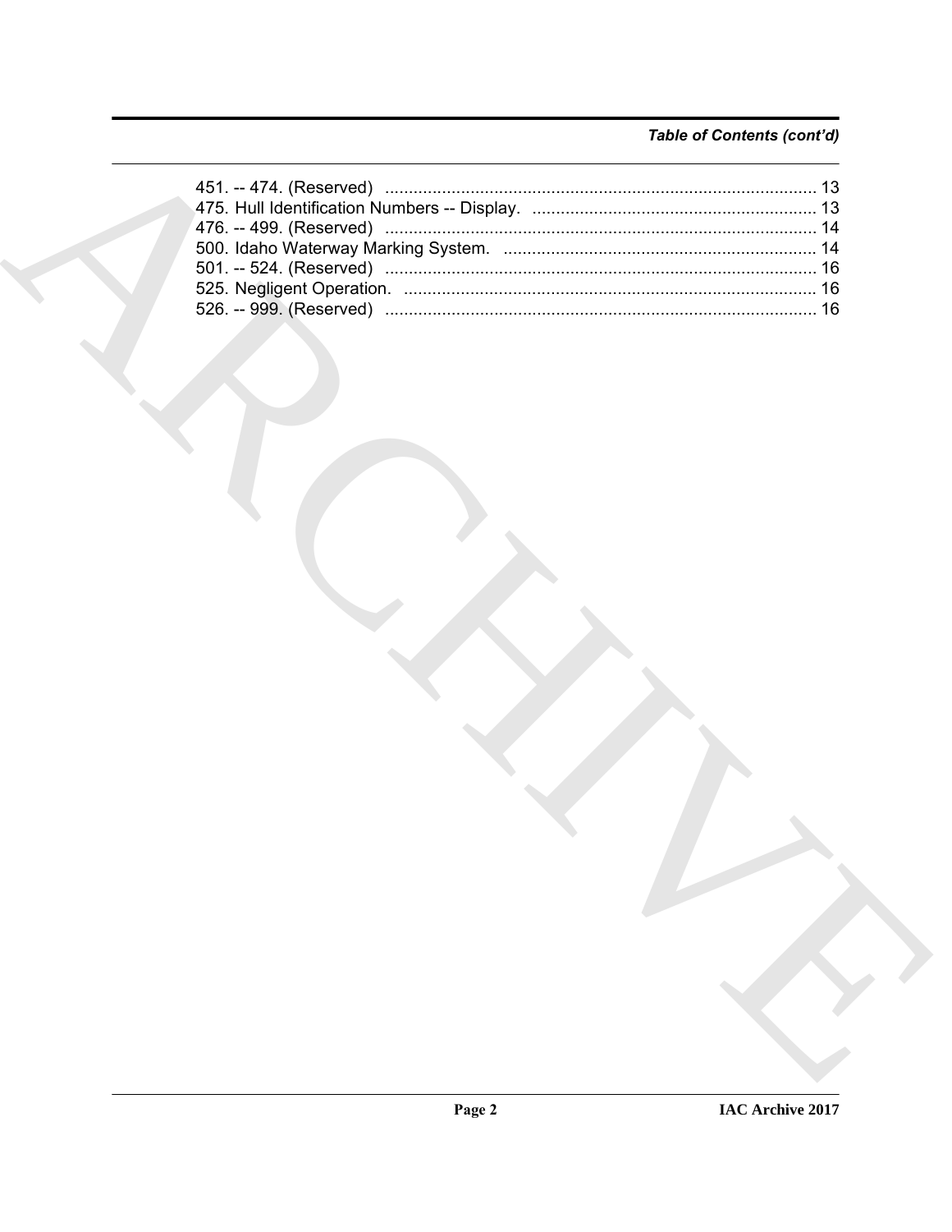*Table of Contents (cont'd)*

451. -- 474. (Reserved) .......................................................................................... 13
475. Hull Identification Numbers -- Display. ........................................................... 13
476. -- 499. (Reserved) .......................................................................................... 14
500. Idaho Waterway Marking System. .................................................................. 14
501. -- 524. (Reserved) .......................................................................................... 16
525. Negligent Operation. ...................................................................................... 16
526. -- 999. (Reserved) .......................................................................................... 16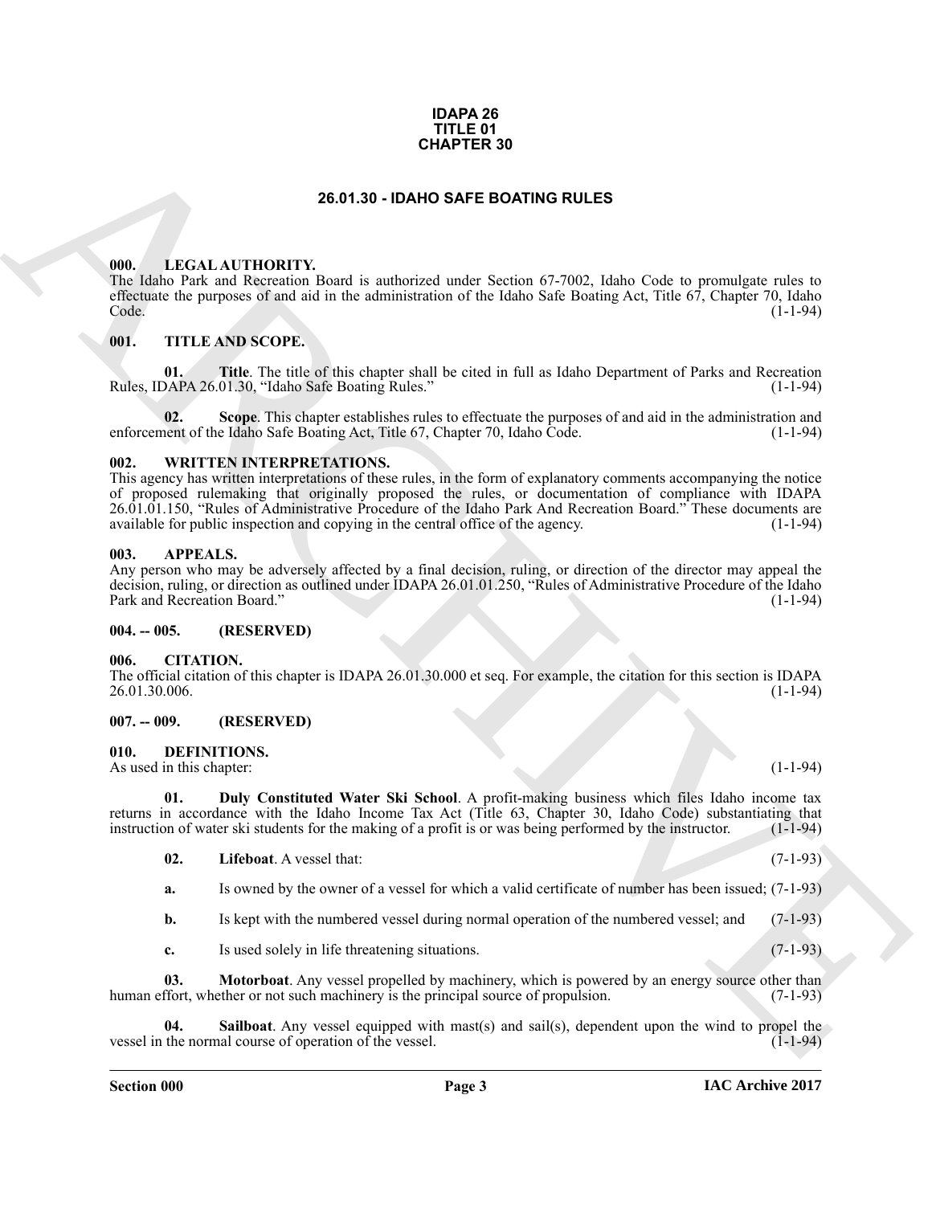**IDAPA 26**
**TITLE 01**
**CHAPTER 30**

# 26.01.30 - IDAHO SAFE BOATING RULES

## 000. LEGAL AUTHORITY.

The Idaho Park and Recreation Board is authorized under Section 67-7002, Idaho Code to promulgate rules to effectuate the purposes of and aid in the administration of the Idaho Safe Boating Act, Title 67, Chapter 70, Idaho Code. (1-1-94)

## 001. TITLE AND SCOPE.

**01. Title**. The title of this chapter shall be cited in full as Idaho Department of Parks and Recreation Rules, IDAPA 26.01.30, "Idaho Safe Boating Rules." (1-1-94)

**02. Scope**. This chapter establishes rules to effectuate the purposes of and aid in the administration and enforcement of the Idaho Safe Boating Act, Title 67, Chapter 70, Idaho Code. (1-1-94)

## 002. WRITTEN INTERPRETATIONS.

This agency has written interpretations of these rules, in the form of explanatory comments accompanying the notice of proposed rulemaking that originally proposed the rules, or documentation of compliance with IDAPA 26.01.01.150, "Rules of Administrative Procedure of the Idaho Park And Recreation Board." These documents are available for public inspection and copying in the central office of the agency. (1-1-94)

## 003. APPEALS.

Any person who may be adversely affected by a final decision, ruling, or direction of the director may appeal the decision, ruling, or direction as outlined under IDAPA 26.01.01.250, "Rules of Administrative Procedure of the Idaho Park and Recreation Board." (1-1-94)

## 004. -- 005. (RESERVED)

## 006. CITATION.

The official citation of this chapter is IDAPA 26.01.30.000 et seq. For example, the citation for this section is IDAPA 26.01.30.006. (1-1-94)

## 007. -- 009. (RESERVED)

## 010. DEFINITIONS.

As used in this chapter: (1-1-94)

**01. Duly Constituted Water Ski School**. A profit-making business which files Idaho income tax returns in accordance with the Idaho Income Tax Act (Title 63, Chapter 30, Idaho Code) substantiating that instruction of water ski students for the making of a profit is or was being performed by the instructor. (1-1-94)

**02. Lifeboat**. A vessel that: (7-1-93)

**a.** Is owned by the owner of a vessel for which a valid certificate of number has been issued; (7-1-93)

**b.** Is kept with the numbered vessel during normal operation of the numbered vessel; and (7-1-93)

**c.** Is used solely in life threatening situations. (7-1-93)

**03. Motorboat**. Any vessel propelled by machinery, which is powered by an energy source other than human effort, whether or not such machinery is the principal source of propulsion. (7-1-93)

**04. Sailboat**. Any vessel equipped with mast(s) and sail(s), dependent upon the wind to propel the vessel in the normal course of operation of the vessel. (1-1-94)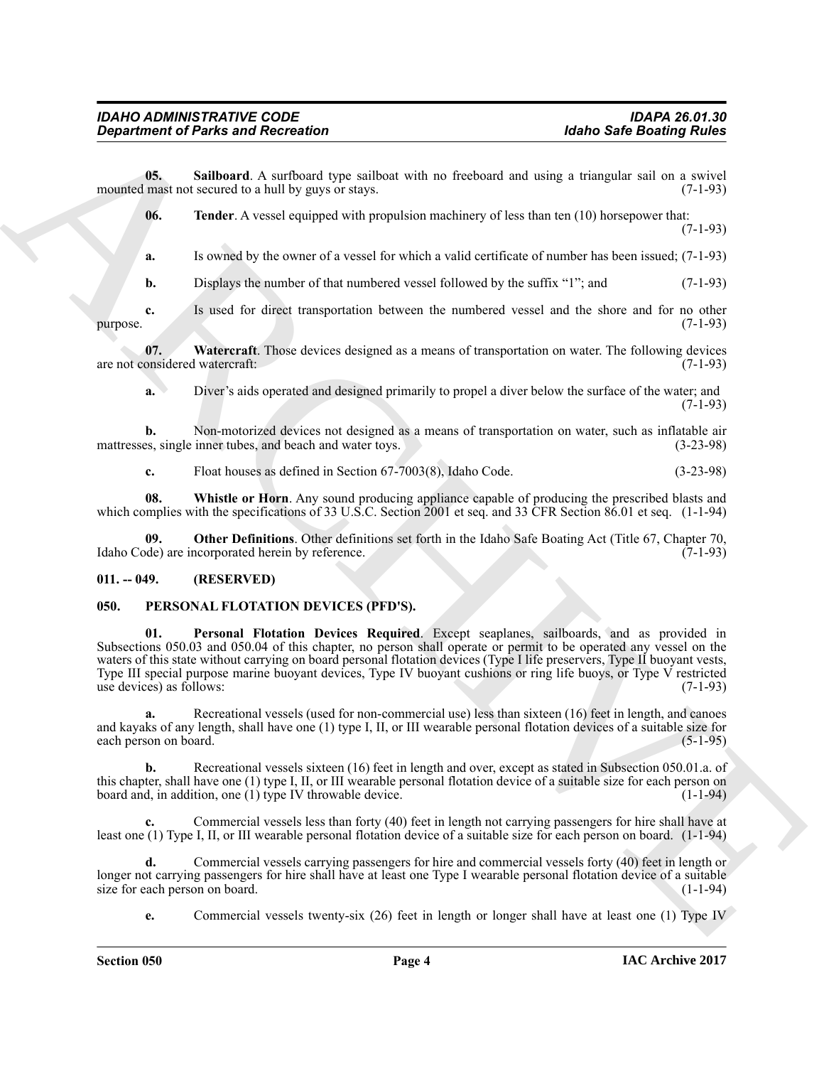**05. Sailboard**. A surfboard type sailboat with no freeboard and using a triangular sail on a swivel mounted mast not secured to a hull by guys or stays. (7-1-93)

**06. Tender**. A vessel equipped with propulsion machinery of less than ten (10) horsepower that: (7-1-93)

**a.** Is owned by the owner of a vessel for which a valid certificate of number has been issued; (7-1-93)

**b.** Displays the number of that numbered vessel followed by the suffix "1"; and (7-1-93)

**c.** Is used for direct transportation between the numbered vessel and the shore and for no other purpose. (7-1-93)

**07. Watercraft**. Those devices designed as a means of transportation on water. The following devices are not considered watercraft: (7-1-93)

**a.** Diver's aids operated and designed primarily to propel a diver below the surface of the water; and (7-1-93)

**b.** Non-motorized devices not designed as a means of transportation on water, such as inflatable air mattresses, single inner tubes, and beach and water toys. (3-23-98)

**c.** Float houses as defined in Section 67-7003(8), Idaho Code. (3-23-98)

**08. Whistle or Horn**. Any sound producing appliance capable of producing the prescribed blasts and which complies with the specifications of 33 U.S.C. Section 2001 et seq. and 33 CFR Section 86.01 et seq. (1-1-94)

**09. Other Definitions**. Other definitions set forth in the Idaho Safe Boating Act (Title 67, Chapter 70, Idaho Code) are incorporated herein by reference. (7-1-93)

## 011. -- 049. (RESERVED)

## 050. PERSONAL FLOTATION DEVICES (PFD'S).

**01. Personal Flotation Devices Required**. Except seaplanes, sailboards, and as provided in Subsections 050.03 and 050.04 of this chapter, no person shall operate or permit to be operated any vessel on the waters of this state without carrying on board personal flotation devices (Type I life preservers, Type II buoyant vests, Type III special purpose marine buoyant devices, Type IV buoyant cushions or ring life buoys, or Type V restricted use devices) as follows: (7-1-93)

**a.** Recreational vessels (used for non-commercial use) less than sixteen (16) feet in length, and canoes and kayaks of any length, shall have one (1) type I, II, or III wearable personal flotation devices of a suitable size for each person on board. (5-1-95)

**b.** Recreational vessels sixteen (16) feet in length and over, except as stated in Subsection 050.01.a. of this chapter, shall have one (1) type I, II, or III wearable personal flotation device of a suitable size for each person on board and, in addition, one (1) type IV throwable device. (1-1-94)

**c.** Commercial vessels less than forty (40) feet in length not carrying passengers for hire shall have at least one (1) Type I, II, or III wearable personal flotation device of a suitable size for each person on board. (1-1-94)

**d.** Commercial vessels carrying passengers for hire and commercial vessels forty (40) feet in length or longer not carrying passengers for hire shall have at least one Type I wearable personal flotation device of a suitable size for each person on board. (1-1-94)

**e.** Commercial vessels twenty-six (26) feet in length or longer shall have at least one (1) Type IV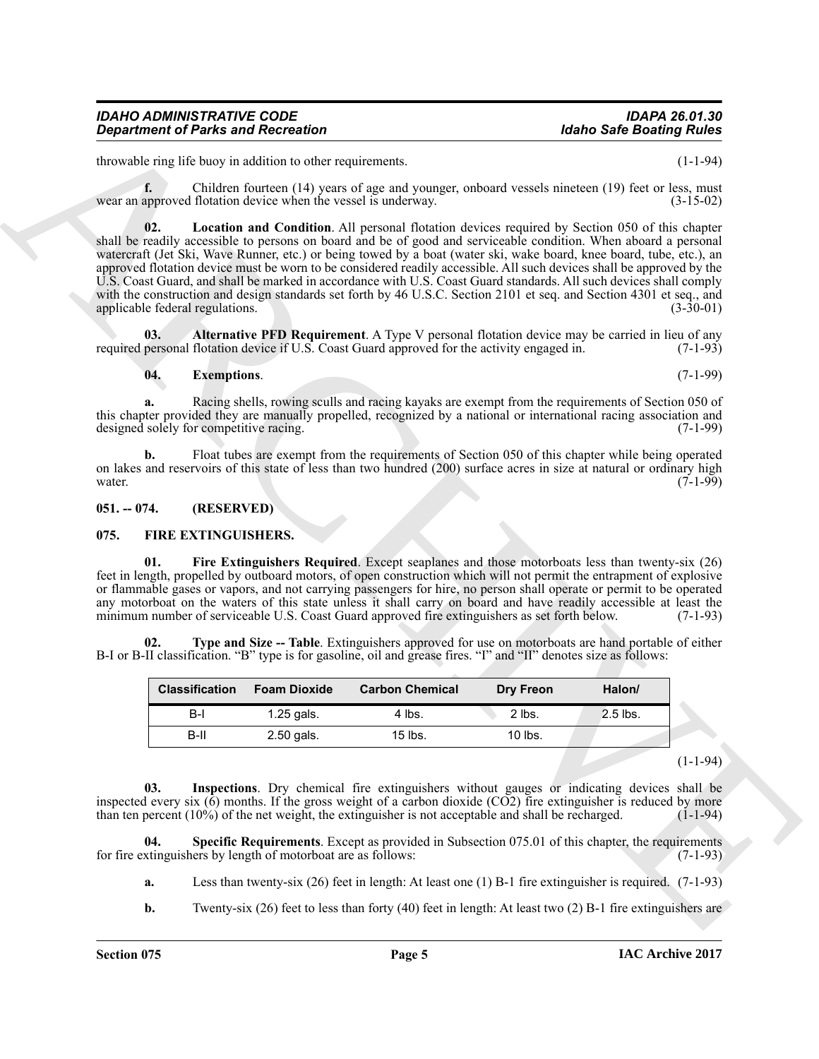throwable ring life buoy in addition to other requirements. (1-1-94)

**f.** Children fourteen (14) years of age and younger, onboard vessels nineteen (19) feet or less, must wear an approved flotation device when the vessel is underway. (3-15-02)

**02. Location and Condition**. All personal flotation devices required by Section 050 of this chapter shall be readily accessible to persons on board and be of good and serviceable condition. When aboard a personal watercraft (Jet Ski, Wave Runner, etc.) or being towed by a boat (water ski, wake board, knee board, tube, etc.), an approved flotation device must be worn to be considered readily accessible. All such devices shall be approved by the U.S. Coast Guard, and shall be marked in accordance with U.S. Coast Guard standards. All such devices shall comply with the construction and design standards set forth by 46 U.S.C. Section 2101 et seq. and Section 4301 et seq., and applicable federal regulations. (3-30-01)

**03. Alternative PFD Requirement**. A Type V personal flotation device may be carried in lieu of any required personal flotation device if U.S. Coast Guard approved for the activity engaged in. (7-1-93)

**04. Exemptions**. (7-1-99)

**a.** Racing shells, rowing sculls and racing kayaks are exempt from the requirements of Section 050 of this chapter provided they are manually propelled, recognized by a national or international racing association and designed solely for competitive racing. (7-1-99)

**b.** Float tubes are exempt from the requirements of Section 050 of this chapter while being operated on lakes and reservoirs of this state of less than two hundred (200) surface acres in size at natural or ordinary high water. (7-1-99)

## 051. -- 074. (RESERVED)

## 075. FIRE EXTINGUISHERS.

**01. Fire Extinguishers Required**. Except seaplanes and those motorboats less than twenty-six (26) feet in length, propelled by outboard motors, of open construction which will not permit the entrapment of explosive or flammable gases or vapors, and not carrying passengers for hire, no person shall operate or permit to be operated any motorboat on the waters of this state unless it shall carry on board and have readily accessible at least the minimum number of serviceable U.S. Coast Guard approved fire extinguishers as set forth below. (7-1-93)

**02. Type and Size -- Table**. Extinguishers approved for use on motorboats are hand portable of either B-I or B-II classification. "B" type is for gasoline, oil and grease fires. "I" and "II" denotes size as follows:

| Classification | Foam Dioxide | Carbon Chemical | Dry Freon | Halon/ |
|---|---|---|---|---|
| B-I | 1.25 gals. | 4 lbs. | 2 lbs. | 2.5 lbs. |
| B-II | 2.50 gals. | 15 lbs. | 10 lbs. | |

(1-1-94)

**03. Inspections**. Dry chemical fire extinguishers without gauges or indicating devices shall be inspected every six (6) months. If the gross weight of a carbon dioxide ($CO_2$) fire extinguisher is reduced by more than ten percent (10%) of the net weight, the extinguisher is not acceptable and shall be recharged. (1-1-94)

**04. Specific Requirements**. Except as provided in Subsection 075.01 of this chapter, the requirements for fire extinguishers by length of motorboat are as follows: (7-1-93)

**a.** Less than twenty-six (26) feet in length: At least one (1) B-1 fire extinguisher is required. (7-1-93)

**b.** Twenty-six (26) feet to less than forty (40) feet in length: At least two (2) B-1 fire extinguishers are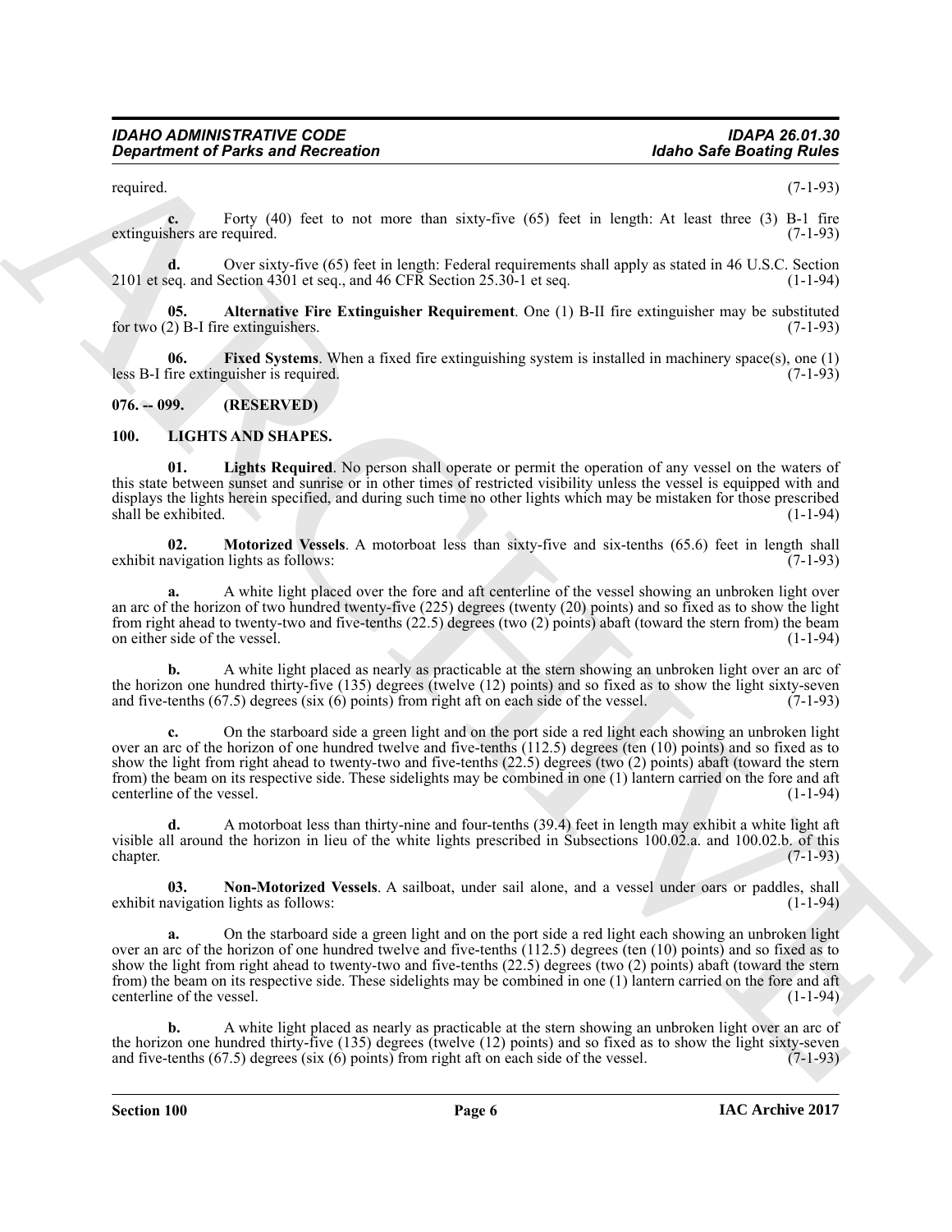required. (7-1-93)

**c.** Forty (40) feet to not more than sixty-five (65) feet in length: At least three (3) B-1 fire extinguishers are required. (7-1-93)

**d.** Over sixty-five (65) feet in length: Federal requirements shall apply as stated in 46 U.S.C. Section 2101 et seq. and Section 4301 et seq., and 46 CFR Section 25.30-1 et seq. (1-1-94)

**05. Alternative Fire Extinguisher Requirement**. One (1) B-II fire extinguisher may be substituted for two (2) B-I fire extinguishers. (7-1-93)

**06. Fixed Systems**. When a fixed fire extinguishing system is installed in machinery space(s), one (1) less B-I fire extinguisher is required. (7-1-93)

## 076. -- 099. (RESERVED)

## 100. LIGHTS AND SHAPES.

**01. Lights Required**. No person shall operate or permit the operation of any vessel on the waters of this state between sunset and sunrise or in other times of restricted visibility unless the vessel is equipped with and displays the lights herein specified, and during such time no other lights which may be mistaken for those prescribed shall be exhibited. (1-1-94)

**02. Motorized Vessels**. A motorboat less than sixty-five and six-tenths (65.6) feet in length shall exhibit navigation lights as follows: (7-1-93)

**a.** A white light placed over the fore and aft centerline of the vessel showing an unbroken light over an arc of the horizon of two hundred twenty-five (225) degrees (twenty (20) points) and so fixed as to show the light from right ahead to twenty-two and five-tenths (22.5) degrees (two (2) points) abaft (toward the stern from) the beam on either side of the vessel. (1-1-94)

**b.** A white light placed as nearly as practicable at the stern showing an unbroken light over an arc of the horizon one hundred thirty-five (135) degrees (twelve (12) points) and so fixed as to show the light sixty-seven and five-tenths (67.5) degrees (six (6) points) from right aft on each side of the vessel. (7-1-93)

**c.** On the starboard side a green light and on the port side a red light each showing an unbroken light over an arc of the horizon of one hundred twelve and five-tenths (112.5) degrees (ten (10) points) and so fixed as to show the light from right ahead to twenty-two and five-tenths (22.5) degrees (two (2) points) abaft (toward the stern from) the beam on its respective side. These sidelights may be combined in one (1) lantern carried on the fore and aft centerline of the vessel. (1-1-94)

**d.** A motorboat less than thirty-nine and four-tenths (39.4) feet in length may exhibit a white light aft visible all around the horizon in lieu of the white lights prescribed in Subsections 100.02.a. and 100.02.b. of this chapter. (7-1-93)

**03. Non-Motorized Vessels**. A sailboat, under sail alone, and a vessel under oars or paddles, shall exhibit navigation lights as follows: (1-1-94)

**a.** On the starboard side a green light and on the port side a red light each showing an unbroken light over an arc of the horizon of one hundred twelve and five-tenths (112.5) degrees (ten (10) points) and so fixed as to show the light from right ahead to twenty-two and five-tenths (22.5) degrees (two (2) points) abaft (toward the stern from) the beam on its respective side. These sidelights may be combined in one (1) lantern carried on the fore and aft centerline of the vessel. (1-1-94)

**b.** A white light placed as nearly as practicable at the stern showing an unbroken light over an arc of the horizon one hundred thirty-five (135) degrees (twelve (12) points) and so fixed as to show the light sixty-seven and five-tenths (67.5) degrees (six (6) points) from right aft on each side of the vessel. (7-1-93)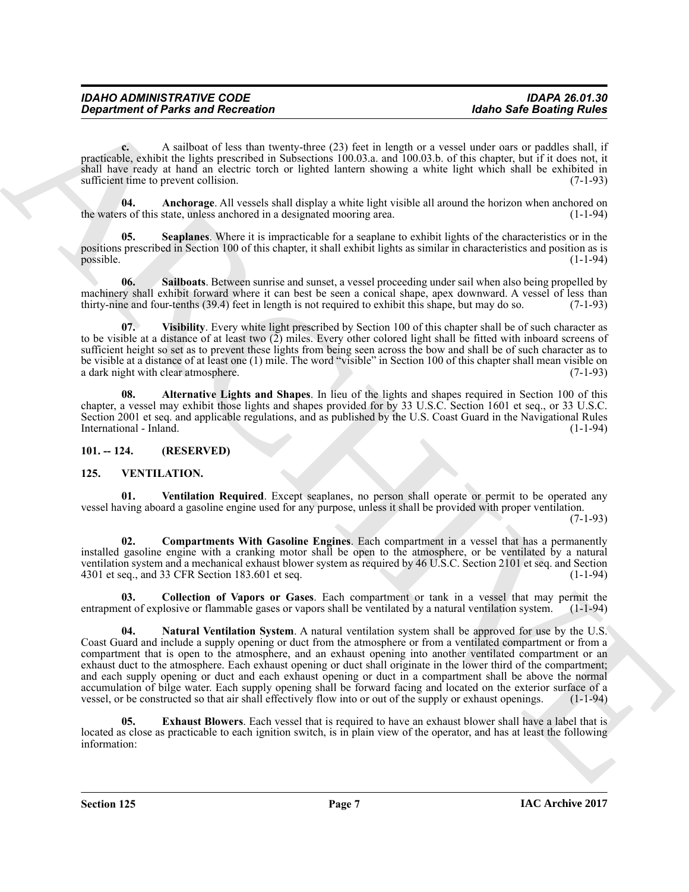**c.** A sailboat of less than twenty-three (23) feet in length or a vessel under oars or paddles shall, if practicable, exhibit the lights prescribed in Subsections 100.03.a. and 100.03.b. of this chapter, but if it does not, it shall have ready at hand an electric torch or lighted lantern showing a white light which shall be exhibited in sufficient time to prevent collision. (7-1-93)

**04. Anchorage**. All vessels shall display a white light visible all around the horizon when anchored on the waters of this state, unless anchored in a designated mooring area. (1-1-94)

**05. Seaplanes**. Where it is impracticable for a seaplane to exhibit lights of the characteristics or in the positions prescribed in Section 100 of this chapter, it shall exhibit lights as similar in characteristics and position as is possible. (1-1-94)

**06. Sailboats**. Between sunrise and sunset, a vessel proceeding under sail when also being propelled by machinery shall exhibit forward where it can best be seen a conical shape, apex downward. A vessel of less than thirty-nine and four-tenths (39.4) feet in length is not required to exhibit this shape, but may do so. (7-1-93)

**07. Visibility**. Every white light prescribed by Section 100 of this chapter shall be of such character as to be visible at a distance of at least two (2) miles. Every other colored light shall be fitted with inboard screens of sufficient height so set as to prevent these lights from being seen across the bow and shall be of such character as to be visible at a distance of at least one (1) mile. The word "visible" in Section 100 of this chapter shall mean visible on a dark night with clear atmosphere. (7-1-93)

**08. Alternative Lights and Shapes**. In lieu of the lights and shapes required in Section 100 of this chapter, a vessel may exhibit those lights and shapes provided for by 33 U.S.C. Section 1601 et seq., or 33 U.S.C. Section 2001 et seq. and applicable regulations, and as published by the U.S. Coast Guard in the Navigational Rules International - Inland. (1-1-94)

## 101. -- 124. (RESERVED)

## 125. VENTILATION.

**01. Ventilation Required**. Except seaplanes, no person shall operate or permit to be operated any vessel having aboard a gasoline engine used for any purpose, unless it shall be provided with proper ventilation. (7-1-93)

**02. Compartments With Gasoline Engines**. Each compartment in a vessel that has a permanently installed gasoline engine with a cranking motor shall be open to the atmosphere, or be ventilated by a natural ventilation system and a mechanical exhaust blower system as required by 46 U.S.C. Section 2101 et seq. and Section 4301 et seq., and 33 CFR Section 183.601 et seq. (1-1-94)

**03. Collection of Vapors or Gases**. Each compartment or tank in a vessel that may permit the entrapment of explosive or flammable gases or vapors shall be ventilated by a natural ventilation system. (1-1-94)

**04. Natural Ventilation System**. A natural ventilation system shall be approved for use by the U.S. Coast Guard and include a supply opening or duct from the atmosphere or from a ventilated compartment or from a compartment that is open to the atmosphere, and an exhaust opening into another ventilated compartment or an exhaust duct to the atmosphere. Each exhaust opening or duct shall originate in the lower third of the compartment; and each supply opening or duct and each exhaust opening or duct in a compartment shall be above the normal accumulation of bilge water. Each supply opening shall be forward facing and located on the exterior surface of a vessel, or be constructed so that air shall effectively flow into or out of the supply or exhaust openings. (1-1-94)

**05. Exhaust Blowers**. Each vessel that is required to have an exhaust blower shall have a label that is located as close as practicable to each ignition switch, is in plain view of the operator, and has at least the following information: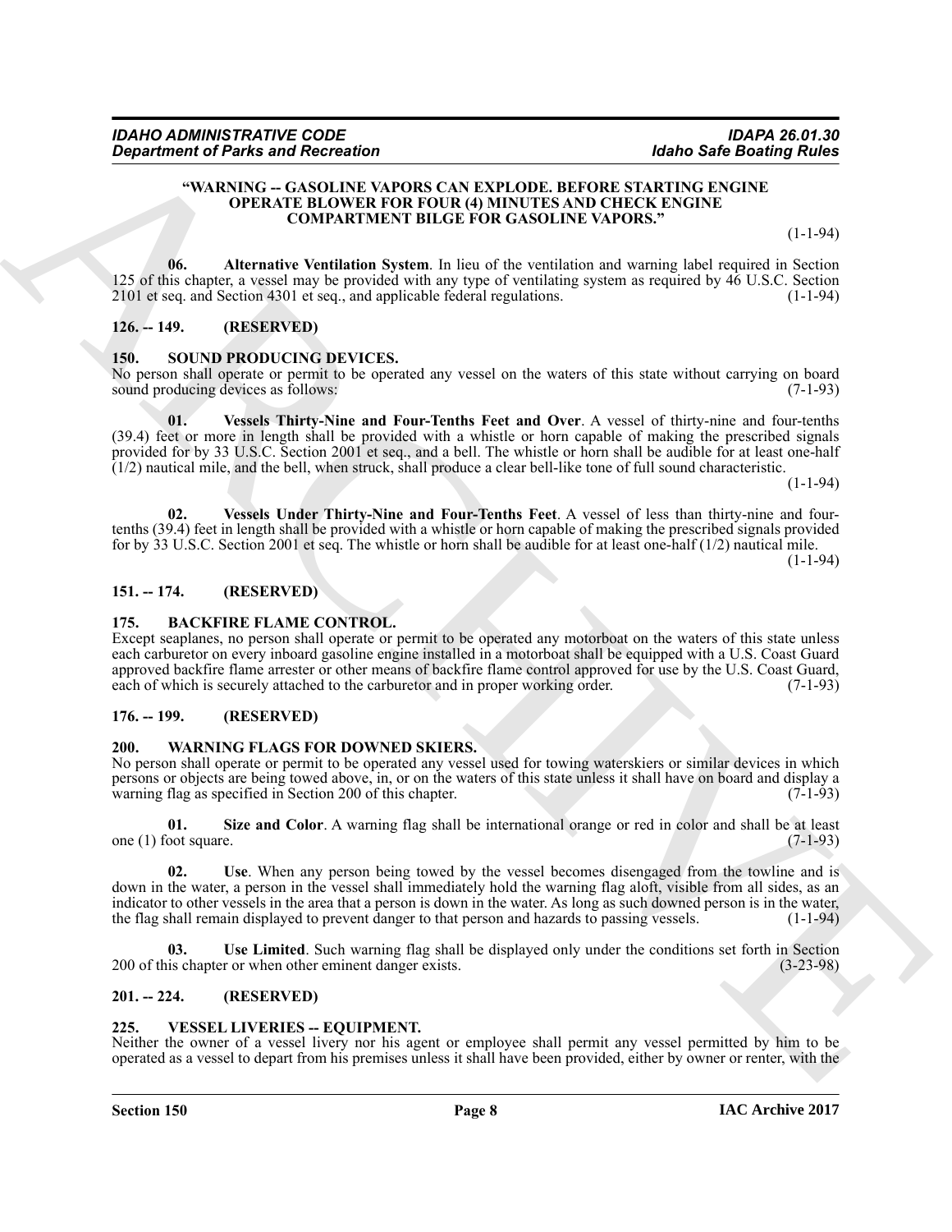**"WARNING -- GASOLINE VAPORS CAN EXPLODE. BEFORE STARTING ENGINE OPERATE BLOWER FOR FOUR (4) MINUTES AND CHECK ENGINE COMPARTMENT BILGE FOR GASOLINE VAPORS."**

(1-1-94)

**06. Alternative Ventilation System**. In lieu of the ventilation and warning label required in Section 125 of this chapter, a vessel may be provided with any type of ventilating system as required by 46 U.S.C. Section 2101 et seq. and Section 4301 et seq., and applicable federal regulations. (1-1-94)

## 126. -- 149. (RESERVED)

## 150. SOUND PRODUCING DEVICES.

No person shall operate or permit to be operated any vessel on the waters of this state without carrying on board sound producing devices as follows: (7-1-93)

**01. Vessels Thirty-Nine and Four-Tenths Feet and Over**. A vessel of thirty-nine and four-tenths (39.4) feet or more in length shall be provided with a whistle or horn capable of making the prescribed signals provided for by 33 U.S.C. Section 2001 et seq., and a bell. The whistle or horn shall be audible for at least one-half (1/2) nautical mile, and the bell, when struck, shall produce a clear bell-like tone of full sound characteristic. (1-1-94)

**02. Vessels Under Thirty-Nine and Four-Tenths Feet**. A vessel of less than thirty-nine and four-tenths (39.4) feet in length shall be provided with a whistle or horn capable of making the prescribed signals provided for by 33 U.S.C. Section 2001 et seq. The whistle or horn shall be audible for at least one-half (1/2) nautical mile. (1-1-94)

## 151. -- 174. (RESERVED)

## 175. BACKFIRE FLAME CONTROL.

Except seaplanes, no person shall operate or permit to be operated any motorboat on the waters of this state unless each carburetor on every inboard gasoline engine installed in a motorboat shall be equipped with a U.S. Coast Guard approved backfire flame arrester or other means of backfire flame control approved for use by the U.S. Coast Guard, each of which is securely attached to the carburetor and in proper working order. (7-1-93)

## 176. -- 199. (RESERVED)

## 200. WARNING FLAGS FOR DOWNED SKIERS.

No person shall operate or permit to be operated any vessel used for towing waterskiers or similar devices in which persons or objects are being towed above, in, or on the waters of this state unless it shall have on board and display a warning flag as specified in Section 200 of this chapter. (7-1-93)

**01. Size and Color**. A warning flag shall be international orange or red in color and shall be at least one (1) foot square. (7-1-93)

**02. Use**. When any person being towed by the vessel becomes disengaged from the towline and is down in the water, a person in the vessel shall immediately hold the warning flag aloft, visible from all sides, as an indicator to other vessels in the area that a person is down in the water. As long as such downed person is in the water, the flag shall remain displayed to prevent danger to that person and hazards to passing vessels. (1-1-94)

**03. Use Limited**. Such warning flag shall be displayed only under the conditions set forth in Section 200 of this chapter or when other eminent danger exists. (3-23-98)

## 201. -- 224. (RESERVED)

## 225. VESSEL LIVERIES -- EQUIPMENT.

Neither the owner of a vessel livery nor his agent or employee shall permit any vessel permitted by him to be operated as a vessel to depart from his premises unless it shall have been provided, either by owner or renter, with the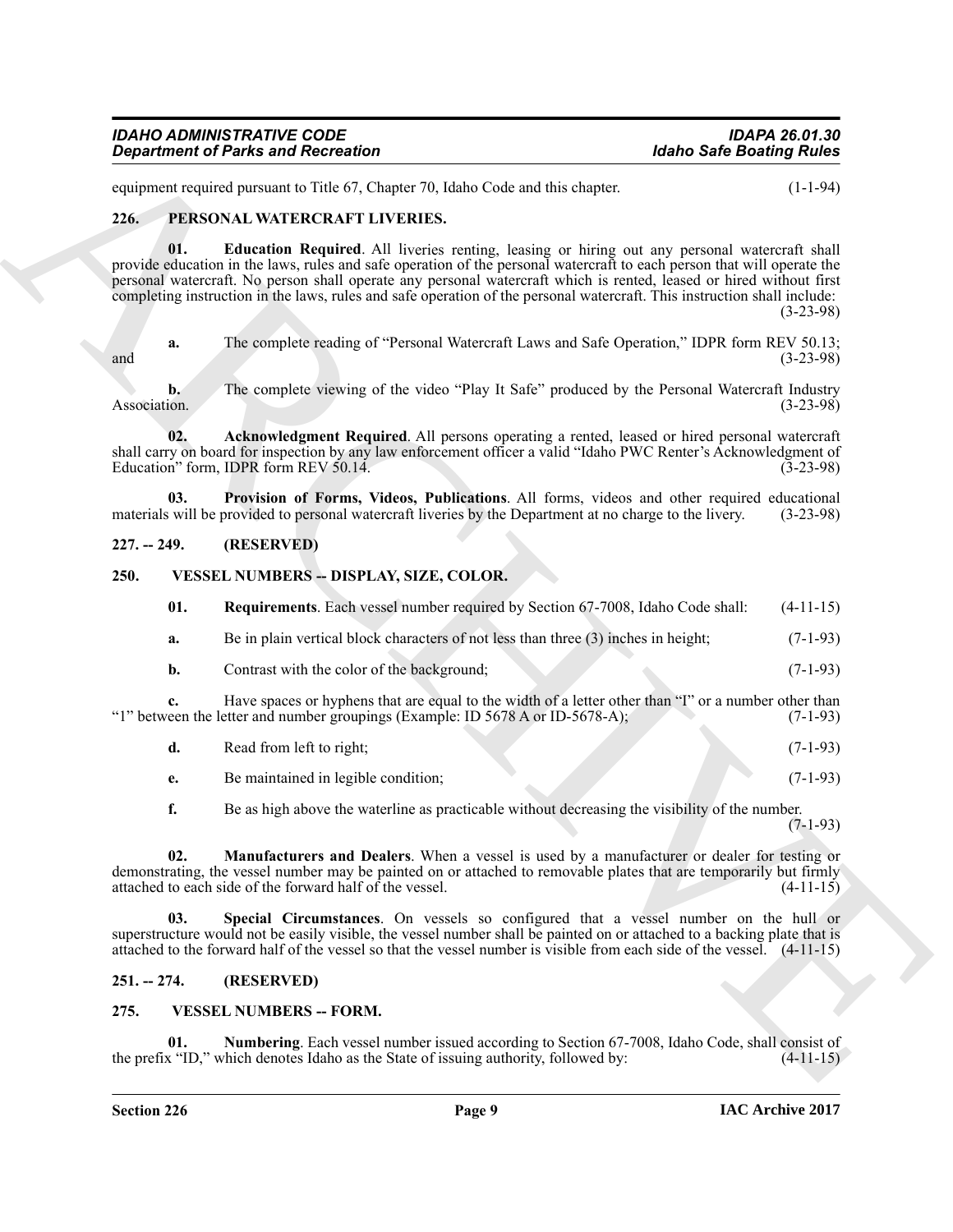equipment required pursuant to Title 67, Chapter 70, Idaho Code and this chapter. (1-1-94)

## 226. PERSONAL WATERCRAFT LIVERIES.

**01. Education Required**. All liveries renting, leasing or hiring out any personal watercraft shall provide education in the laws, rules and safe operation of the personal watercraft to each person that will operate the personal watercraft. No person shall operate any personal watercraft which is rented, leased or hired without first completing instruction in the laws, rules and safe operation of the personal watercraft. This instruction shall include: (3-23-98)

**a.** The complete reading of "Personal Watercraft Laws and Safe Operation," IDPR form REV 50.13; and (3-23-98)

**b.** The complete viewing of the video "Play It Safe" produced by the Personal Watercraft Industry Association. (3-23-98)

**02. Acknowledgment Required**. All persons operating a rented, leased or hired personal watercraft shall carry on board for inspection by any law enforcement officer a valid "Idaho PWC Renter's Acknowledgment of Education" form, IDPR form REV 50.14. (3-23-98)

**03. Provision of Forms, Videos, Publications**. All forms, videos and other required educational materials will be provided to personal watercraft liveries by the Department at no charge to the livery. (3-23-98)

## 227. -- 249. (RESERVED)

## 250. VESSEL NUMBERS -- DISPLAY, SIZE, COLOR.

**01. Requirements**. Each vessel number required by Section 67-7008, Idaho Code shall: (4-11-15)

**a.** Be in plain vertical block characters of not less than three (3) inches in height; (7-1-93)

**b.** Contrast with the color of the background; (7-1-93)

**c.** Have spaces or hyphens that are equal to the width of a letter other than "I" or a number other than "1" between the letter and number groupings (Example: ID 5678 A or ID-5678-A); (7-1-93)

**d.** Read from left to right; (7-1-93)

**e.** Be maintained in legible condition; (7-1-93)

**f.** Be as high above the waterline as practicable without decreasing the visibility of the number. (7-1-93)

**02. Manufacturers and Dealers**. When a vessel is used by a manufacturer or dealer for testing or demonstrating, the vessel number may be painted on or attached to removable plates that are temporarily but firmly attached to each side of the forward half of the vessel. (4-11-15)

**03. Special Circumstances**. On vessels so configured that a vessel number on the hull or superstructure would not be easily visible, the vessel number shall be painted on or attached to a backing plate that is attached to the forward half of the vessel so that the vessel number is visible from each side of the vessel. (4-11-15)

## 251. -- 274. (RESERVED)

## 275. VESSEL NUMBERS -- FORM.

**01. Numbering**. Each vessel number issued according to Section 67-7008, Idaho Code, shall consist of the prefix "ID," which denotes Idaho as the State of issuing authority, followed by: (4-11-15)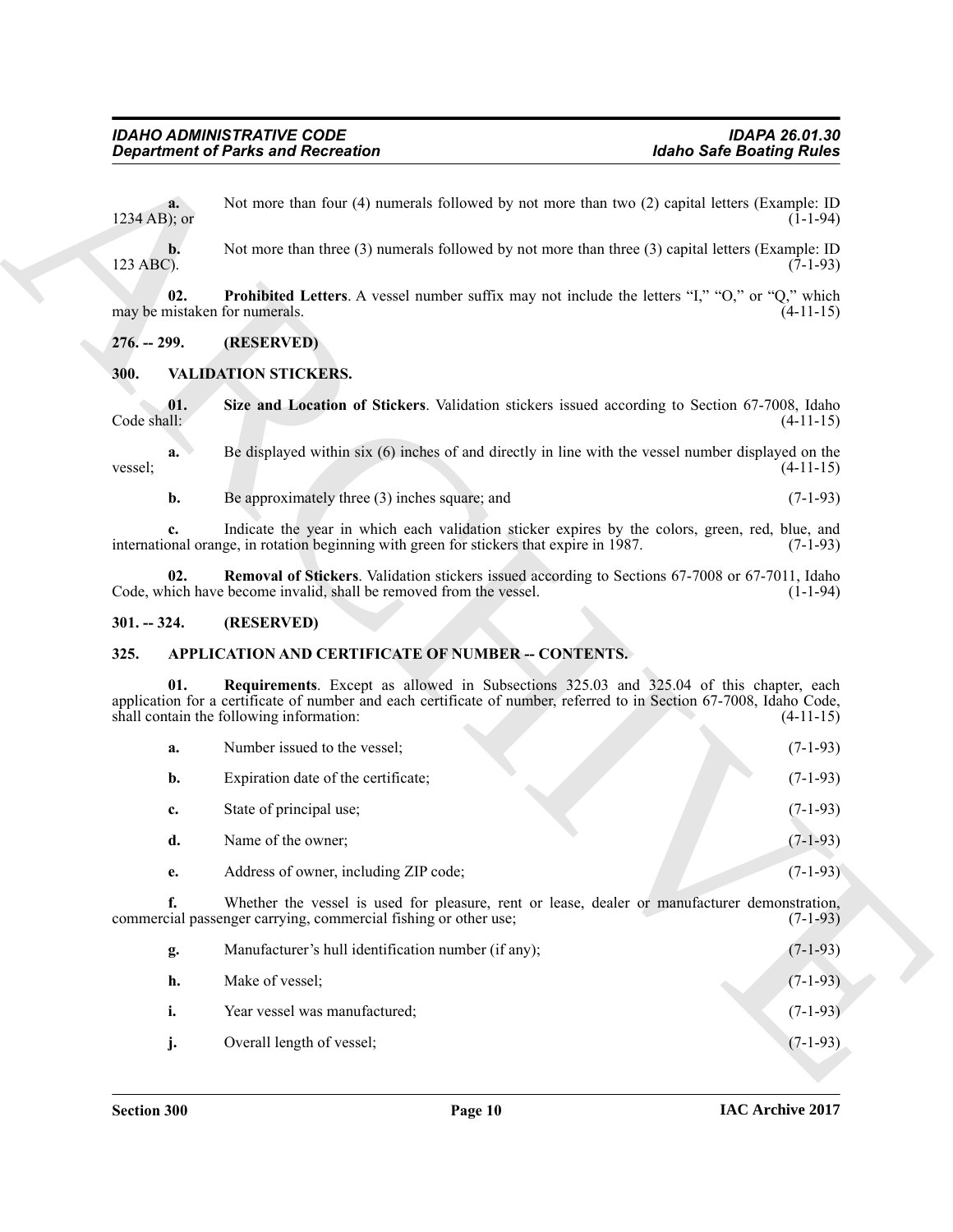**a.** Not more than four (4) numerals followed by not more than two (2) capital letters (Example: ID 1234 AB); or (1-1-94)

**b.** Not more than three (3) numerals followed by not more than three (3) capital letters (Example: ID 123 ABC). (7-1-93)

**02. Prohibited Letters**. A vessel number suffix may not include the letters "I," "O," or "Q," which may be mistaken for numerals. (4-11-15)

## 276. -- 299. (RESERVED)

## 300. VALIDATION STICKERS.

**01. Size and Location of Stickers**. Validation stickers issued according to Section 67-7008, Idaho Code shall: (4-11-15)

**a.** Be displayed within six (6) inches of and directly in line with the vessel number displayed on the vessel; (4-11-15)

**b.** Be approximately three (3) inches square; and (7-1-93)

**c.** Indicate the year in which each validation sticker expires by the colors, green, red, blue, and international orange, in rotation beginning with green for stickers that expire in 1987. (7-1-93)

**02. Removal of Stickers**. Validation stickers issued according to Sections 67-7008 or 67-7011, Idaho Code, which have become invalid, shall be removed from the vessel. (1-1-94)

## 301. -- 324. (RESERVED)

## 325. APPLICATION AND CERTIFICATE OF NUMBER -- CONTENTS.

**01. Requirements**. Except as allowed in Subsections 325.03 and 325.04 of this chapter, each application for a certificate of number and each certificate of number, referred to in Section 67-7008, Idaho Code, shall contain the following information: (4-11-15)

**a.** Number issued to the vessel; (7-1-93)

**b.** Expiration date of the certificate; (7-1-93)

**c.** State of principal use; (7-1-93)

**d.** Name of the owner; (7-1-93)

**e.** Address of owner, including ZIP code; (7-1-93)

**f.** Whether the vessel is used for pleasure, rent or lease, dealer or manufacturer demonstration, commercial passenger carrying, commercial fishing or other use; (7-1-93)

**g.** Manufacturer's hull identification number (if any); (7-1-93)

**h.** Make of vessel; (7-1-93)

**i.** Year vessel was manufactured; (7-1-93)

**j.** Overall length of vessel; (7-1-93)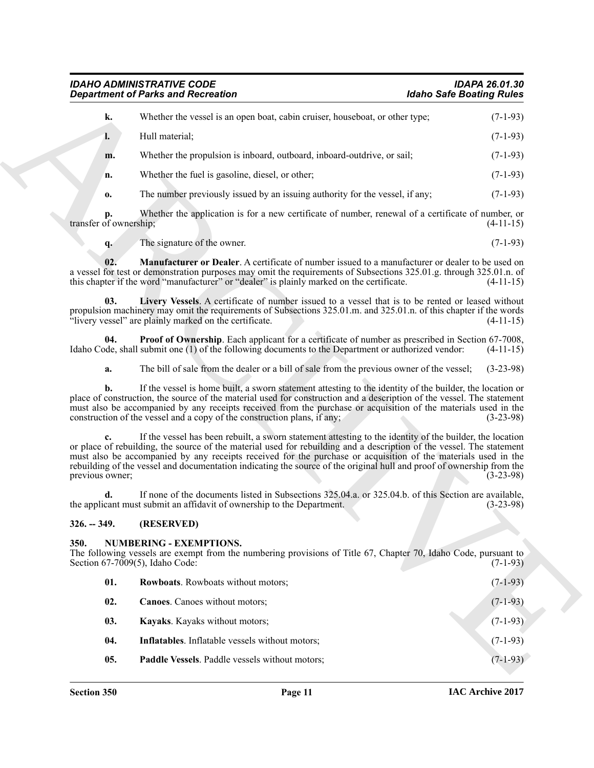**k.** Whether the vessel is an open boat, cabin cruiser, houseboat, or other type; (7-1-93)

**l.** Hull material; (7-1-93)

**m.** Whether the propulsion is inboard, outboard, inboard-outdrive, or sail; (7-1-93)

**n.** Whether the fuel is gasoline, diesel, or other; (7-1-93)

**o.** The number previously issued by an issuing authority for the vessel, if any; (7-1-93)

**p.** Whether the application is for a new certificate of number, renewal of a certificate of number, or transfer of ownership; (4-11-15)

**q.** The signature of the owner. (7-1-93)

**02. Manufacturer or Dealer**. A certificate of number issued to a manufacturer or dealer to be used on a vessel for test or demonstration purposes may omit the requirements of Subsections 325.01.g. through 325.01.n. of this chapter if the word "manufacturer" or "dealer" is plainly marked on the certificate. (4-11-15)

**03. Livery Vessels**. A certificate of number issued to a vessel that is to be rented or leased without propulsion machinery may omit the requirements of Subsections 325.01.m. and 325.01.n. of this chapter if the words "livery vessel" are plainly marked on the certificate. (4-11-15)

**04. Proof of Ownership**. Each applicant for a certificate of number as prescribed in Section 67-7008, Idaho Code, shall submit one (1) of the following documents to the Department or authorized vendor: (4-11-15)

**a.** The bill of sale from the dealer or a bill of sale from the previous owner of the vessel; (3-23-98)

**b.** If the vessel is home built, a sworn statement attesting to the identity of the builder, the location or place of construction, the source of the material used for construction and a description of the vessel. The statement must also be accompanied by any receipts received from the purchase or acquisition of the materials used in the construction of the vessel and a copy of the construction plans, if any; (3-23-98)

**c.** If the vessel has been rebuilt, a sworn statement attesting to the identity of the builder, the location or place of rebuilding, the source of the material used for rebuilding and a description of the vessel. The statement must also be accompanied by any receipts received for the purchase or acquisition of the materials used in the rebuilding of the vessel and documentation indicating the source of the original hull and proof of ownership from the previous owner; (3-23-98)

**d.** If none of the documents listed in Subsections 325.04.a. or 325.04.b. of this Section are available, the applicant must submit an affidavit of ownership to the Department. (3-23-98)

## 326. -- 349. (RESERVED)

## 350. NUMBERING - EXEMPTIONS.

The following vessels are exempt from the numbering provisions of Title 67, Chapter 70, Idaho Code, pursuant to Section 67-7009(5), Idaho Code: (7-1-93)

**01. Rowboats**. Rowboats without motors; (7-1-93)

**02. Canoes**. Canoes without motors; (7-1-93)

**03. Kayaks**. Kayaks without motors; (7-1-93)

**04. Inflatables**. Inflatable vessels without motors; (7-1-93)

**05. Paddle Vessels**. Paddle vessels without motors; (7-1-93)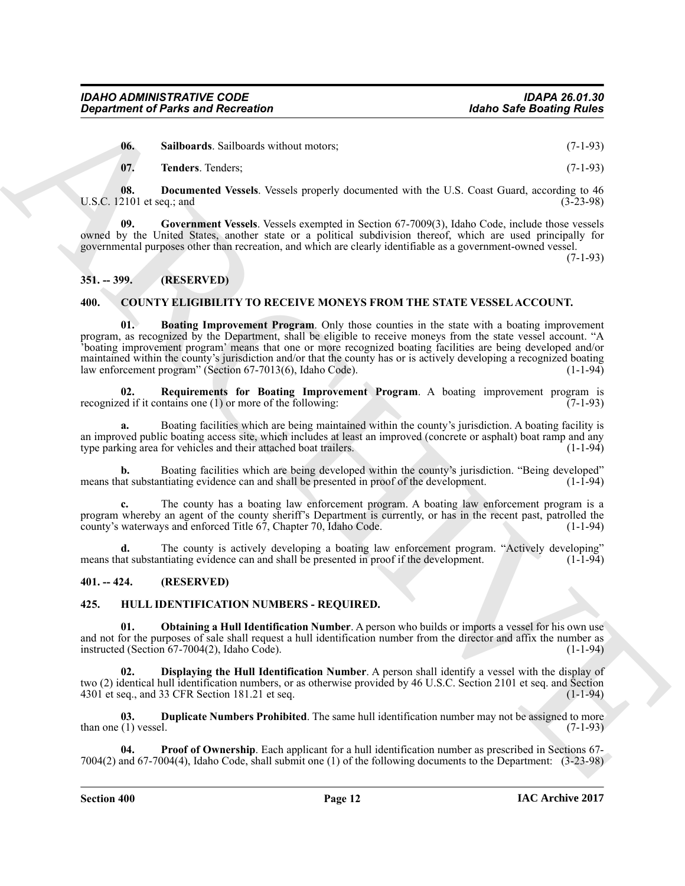**06. Sailboards**. Sailboards without motors; (7-1-93)

**07. Tenders**. Tenders; (7-1-93)

**08. Documented Vessels**. Vessels properly documented with the U.S. Coast Guard, according to 46 U.S.C. 12101 et seq.; and (3-23-98)

**09. Government Vessels**. Vessels exempted in Section 67-7009(3), Idaho Code, include those vessels owned by the United States, another state or a political subdivision thereof, which are used principally for governmental purposes other than recreation, and which are clearly identifiable as a government-owned vessel. (7-1-93)

## 351. -- 399. (RESERVED)

## 400. COUNTY ELIGIBILITY TO RECEIVE MONEYS FROM THE STATE VESSEL ACCOUNT.

**01. Boating Improvement Program**. Only those counties in the state with a boating improvement program, as recognized by the Department, shall be eligible to receive moneys from the state vessel account. "A 'boating improvement program' means that one or more recognized boating facilities are being developed and/or maintained within the county's jurisdiction and/or that the county has or is actively developing a recognized boating law enforcement program" (Section 67-7013(6), Idaho Code). (1-1-94)

**02. Requirements for Boating Improvement Program**. A boating improvement program is recognized if it contains one (1) or more of the following: (7-1-93)

**a.** Boating facilities which are being maintained within the county's jurisdiction. A boating facility is an improved public boating access site, which includes at least an improved (concrete or asphalt) boat ramp and any type parking area for vehicles and their attached boat trailers. (1-1-94)

**b.** Boating facilities which are being developed within the county's jurisdiction. "Being developed" means that substantiating evidence can and shall be presented in proof of the development. (1-1-94)

**c.** The county has a boating law enforcement program. A boating law enforcement program is a program whereby an agent of the county sheriff's Department is currently, or has in the recent past, patrolled the county's waterways and enforced Title 67, Chapter 70, Idaho Code. (1-1-94)

**d.** The county is actively developing a boating law enforcement program. "Actively developing" means that substantiating evidence can and shall be presented in proof if the development. (1-1-94)

## 401. -- 424. (RESERVED)

## 425. HULL IDENTIFICATION NUMBERS - REQUIRED.

**01. Obtaining a Hull Identification Number**. A person who builds or imports a vessel for his own use and not for the purposes of sale shall request a hull identification number from the director and affix the number as instructed (Section 67-7004(2), Idaho Code). (1-1-94)

**02. Displaying the Hull Identification Number**. A person shall identify a vessel with the display of two (2) identical hull identification numbers, or as otherwise provided by 46 U.S.C. Section 2101 et seq. and Section 4301 et seq., and 33 CFR Section 181.21 et seq. (1-1-94)

**03. Duplicate Numbers Prohibited**. The same hull identification number may not be assigned to more than one (1) vessel. (7-1-93)

**04. Proof of Ownership**. Each applicant for a hull identification number as prescribed in Sections 67-7004(2) and 67-7004(4), Idaho Code, shall submit one (1) of the following documents to the Department: (3-23-98)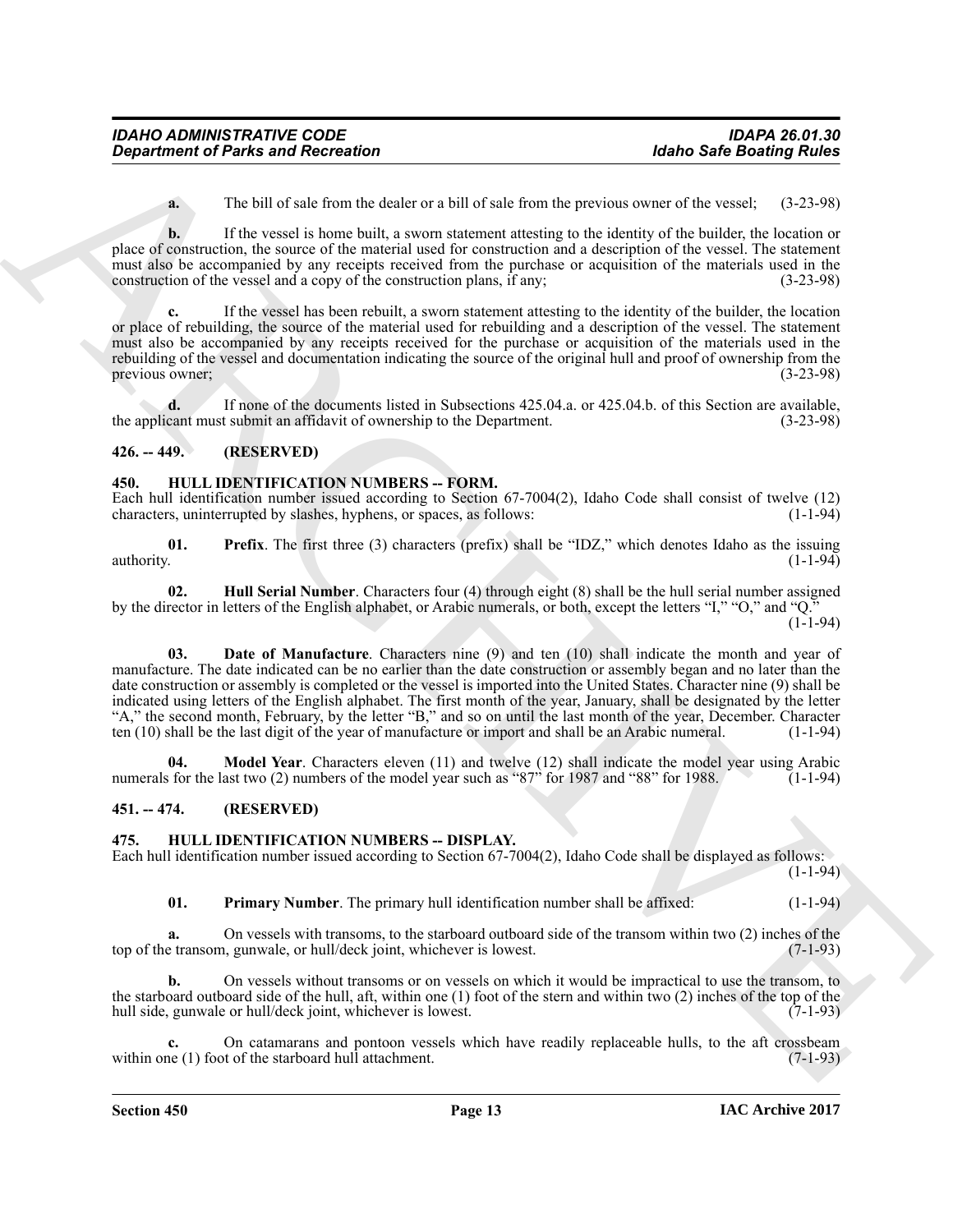**a.** The bill of sale from the dealer or a bill of sale from the previous owner of the vessel; (3-23-98)

**b.** If the vessel is home built, a sworn statement attesting to the identity of the builder, the location or place of construction, the source of the material used for construction and a description of the vessel. The statement must also be accompanied by any receipts received from the purchase or acquisition of the materials used in the construction of the vessel and a copy of the construction plans, if any; (3-23-98)

**c.** If the vessel has been rebuilt, a sworn statement attesting to the identity of the builder, the location or place of rebuilding, the source of the material used for rebuilding and a description of the vessel. The statement must also be accompanied by any receipts received for the purchase or acquisition of the materials used in the rebuilding of the vessel and documentation indicating the source of the original hull and proof of ownership from the previous owner; (3-23-98)

**d.** If none of the documents listed in Subsections 425.04.a. or 425.04.b. of this Section are available, the applicant must submit an affidavit of ownership to the Department. (3-23-98)

## 426. -- 449. (RESERVED)

## 450. HULL IDENTIFICATION NUMBERS -- FORM.

Each hull identification number issued according to Section 67-7004(2), Idaho Code shall consist of twelve (12) characters, uninterrupted by slashes, hyphens, or spaces, as follows: (1-1-94)

**01. Prefix**. The first three (3) characters (prefix) shall be "IDZ," which denotes Idaho as the issuing authority. (1-1-94)

**02. Hull Serial Number**. Characters four (4) through eight (8) shall be the hull serial number assigned by the director in letters of the English alphabet, or Arabic numerals, or both, except the letters "I," "O," and "Q." (1-1-94)

**03. Date of Manufacture**. Characters nine (9) and ten (10) shall indicate the month and year of manufacture. The date indicated can be no earlier than the date construction or assembly began and no later than the date construction or assembly is completed or the vessel is imported into the United States. Character nine (9) shall be indicated using letters of the English alphabet. The first month of the year, January, shall be designated by the letter "A," the second month, February, by the letter "B," and so on until the last month of the year, December. Character ten (10) shall be the last digit of the year of manufacture or import and shall be an Arabic numeral. (1-1-94)

**04. Model Year**. Characters eleven (11) and twelve (12) shall indicate the model year using Arabic numerals for the last two (2) numbers of the model year such as "87" for 1987 and "88" for 1988. (1-1-94)

## 451. -- 474. (RESERVED)

## 475. HULL IDENTIFICATION NUMBERS -- DISPLAY.

Each hull identification number issued according to Section 67-7004(2), Idaho Code shall be displayed as follows: (1-1-94)

**01. Primary Number**. The primary hull identification number shall be affixed: (1-1-94)

**a.** On vessels with transoms, to the starboard outboard side of the transom within two (2) inches of the top of the transom, gunwale, or hull/deck joint, whichever is lowest. (7-1-93)

**b.** On vessels without transoms or on vessels on which it would be impractical to use the transom, to the starboard outboard side of the hull, aft, within one (1) foot of the stern and within two (2) inches of the top of the hull side, gunwale or hull/deck joint, whichever is lowest. (7-1-93)

**c.** On catamarans and pontoon vessels which have readily replaceable hulls, to the aft crossbeam within one (1) foot of the starboard hull attachment. (7-1-93)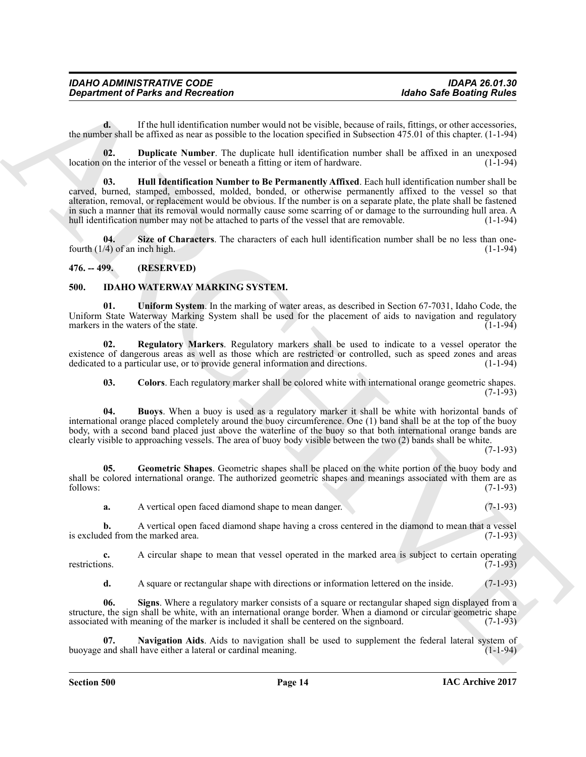**d.** If the hull identification number would not be visible, because of rails, fittings, or other accessories, the number shall be affixed as near as possible to the location specified in Subsection 475.01 of this chapter. (1-1-94)

**02. Duplicate Number**. The duplicate hull identification number shall be affixed in an unexposed location on the interior of the vessel or beneath a fitting or item of hardware. (1-1-94)

**03. Hull Identification Number to Be Permanently Affixed**. Each hull identification number shall be carved, burned, stamped, embossed, molded, bonded, or otherwise permanently affixed to the vessel so that alteration, removal, or replacement would be obvious. If the number is on a separate plate, the plate shall be fastened in such a manner that its removal would normally cause some scarring of or damage to the surrounding hull area. A hull identification number may not be attached to parts of the vessel that are removable. (1-1-94)

**04. Size of Characters**. The characters of each hull identification number shall be no less than one-fourth (1/4) of an inch high. (1-1-94)

## 476. -- 499. (RESERVED)

## 500. IDAHO WATERWAY MARKING SYSTEM.

**01. Uniform System**. In the marking of water areas, as described in Section 67-7031, Idaho Code, the Uniform State Waterway Marking System shall be used for the placement of aids to navigation and regulatory markers in the waters of the state. (1-1-94)

**02. Regulatory Markers**. Regulatory markers shall be used to indicate to a vessel operator the existence of dangerous areas as well as those which are restricted or controlled, such as speed zones and areas dedicated to a particular use, or to provide general information and directions. (1-1-94)

**03. Colors**. Each regulatory marker shall be colored white with international orange geometric shapes. (7-1-93)

**04. Buoys**. When a buoy is used as a regulatory marker it shall be white with horizontal bands of international orange placed completely around the buoy circumference. One (1) band shall be at the top of the buoy body, with a second band placed just above the waterline of the buoy so that both international orange bands are clearly visible to approaching vessels. The area of buoy body visible between the two (2) bands shall be white. (7-1-93)

**05. Geometric Shapes**. Geometric shapes shall be placed on the white portion of the buoy body and shall be colored international orange. The authorized geometric shapes and meanings associated with them are as follows: (7-1-93)

**a.** A vertical open faced diamond shape to mean danger. (7-1-93)

**b.** A vertical open faced diamond shape having a cross centered in the diamond to mean that a vessel is excluded from the marked area. (7-1-93)

**c.** A circular shape to mean that vessel operated in the marked area is subject to certain operating restrictions. (7-1-93)

**d.** A square or rectangular shape with directions or information lettered on the inside. (7-1-93)

**06. Signs**. Where a regulatory marker consists of a square or rectangular shaped sign displayed from a structure, the sign shall be white, with an international orange border. When a diamond or circular geometric shape associated with meaning of the marker is included it shall be centered on the signboard. (7-1-93)

**07. Navigation Aids**. Aids to navigation shall be used to supplement the federal lateral system of buoyage and shall have either a lateral or cardinal meaning. (1-1-94)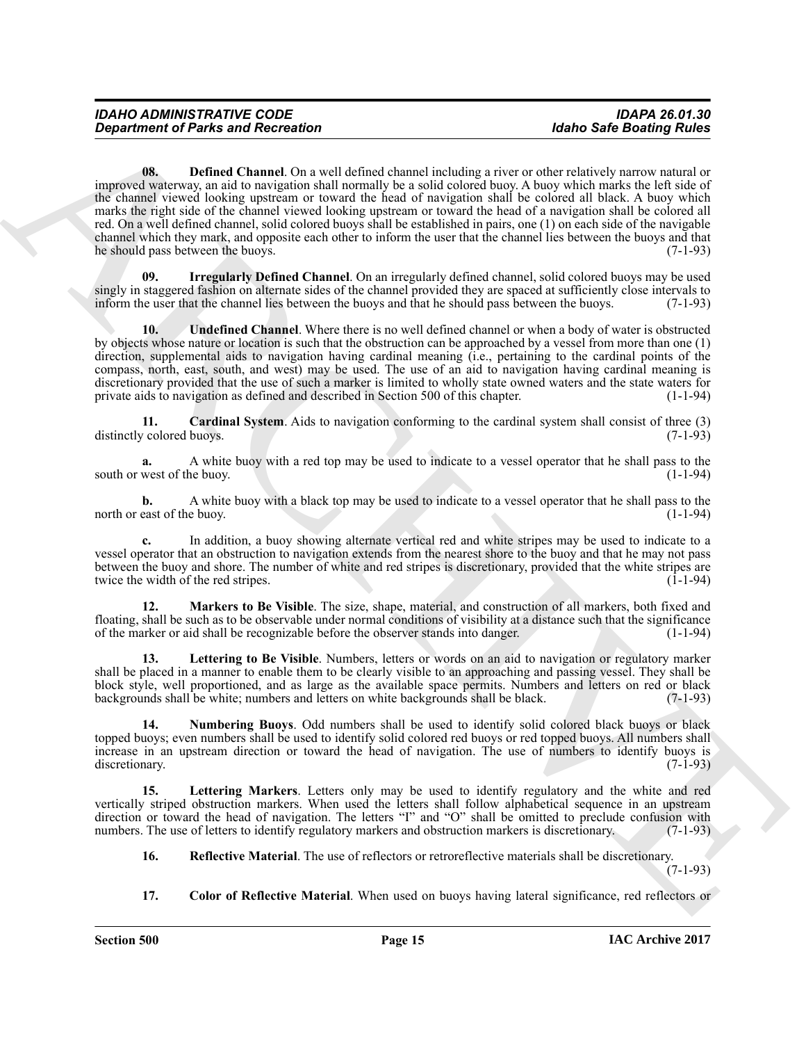**08. Defined Channel**. On a well defined channel including a river or other relatively narrow natural or improved waterway, an aid to navigation shall normally be a solid colored buoy. A buoy which marks the left side of the channel viewed looking upstream or toward the head of navigation shall be colored all black. A buoy which marks the right side of the channel viewed looking upstream or toward the head of a navigation shall be colored all red. On a well defined channel, solid colored buoys shall be established in pairs, one (1) on each side of the navigable channel which they mark, and opposite each other to inform the user that the channel lies between the buoys and that he should pass between the buoys. (7-1-93)

**09. Irregularly Defined Channel**. On an irregularly defined channel, solid colored buoys may be used singly in staggered fashion on alternate sides of the channel provided they are spaced at sufficiently close intervals to inform the user that the channel lies between the buoys and that he should pass between the buoys. (7-1-93)

**10. Undefined Channel**. Where there is no well defined channel or when a body of water is obstructed by objects whose nature or location is such that the obstruction can be approached by a vessel from more than one (1) direction, supplemental aids to navigation having cardinal meaning (i.e., pertaining to the cardinal points of the compass, north, east, south, and west) may be used. The use of an aid to navigation having cardinal meaning is discretionary provided that the use of such a marker is limited to wholly state owned waters and the state waters for private aids to navigation as defined and described in Section 500 of this chapter. (1-1-94)

**11. Cardinal System**. Aids to navigation conforming to the cardinal system shall consist of three (3) distinctly colored buoys. (7-1-93)

**a.** A white buoy with a red top may be used to indicate to a vessel operator that he shall pass to the south or west of the buoy. (1-1-94)

**b.** A white buoy with a black top may be used to indicate to a vessel operator that he shall pass to the north or east of the buoy. (1-1-94)

**c.** In addition, a buoy showing alternate vertical red and white stripes may be used to indicate to a vessel operator that an obstruction to navigation extends from the nearest shore to the buoy and that he may not pass between the buoy and shore. The number of white and red stripes is discretionary, provided that the white stripes are twice the width of the red stripes. (1-1-94)

**12. Markers to Be Visible**. The size, shape, material, and construction of all markers, both fixed and floating, shall be such as to be observable under normal conditions of visibility at a distance such that the significance of the marker or aid shall be recognizable before the observer stands into danger. (1-1-94)

**13. Lettering to Be Visible**. Numbers, letters or words on an aid to navigation or regulatory marker shall be placed in a manner to enable them to be clearly visible to an approaching and passing vessel. They shall be block style, well proportioned, and as large as the available space permits. Numbers and letters on red or black backgrounds shall be white; numbers and letters on white backgrounds shall be black. (7-1-93)

**14. Numbering Buoys**. Odd numbers shall be used to identify solid colored black buoys or black topped buoys; even numbers shall be used to identify solid colored red buoys or red topped buoys. All numbers shall increase in an upstream direction or toward the head of navigation. The use of numbers to identify buoys is discretionary. (7-1-93)

**15. Lettering Markers**. Letters only may be used to identify regulatory and the white and red vertically striped obstruction markers. When used the letters shall follow alphabetical sequence in an upstream direction or toward the head of navigation. The letters "I" and "O" shall be omitted to preclude confusion with numbers. The use of letters to identify regulatory markers and obstruction markers is discretionary. (7-1-93)

**16. Reflective Material**. The use of reflectors or retroreflective materials shall be discretionary. (7-1-93)

**17. Color of Reflective Material**. When used on buoys having lateral significance, red reflectors or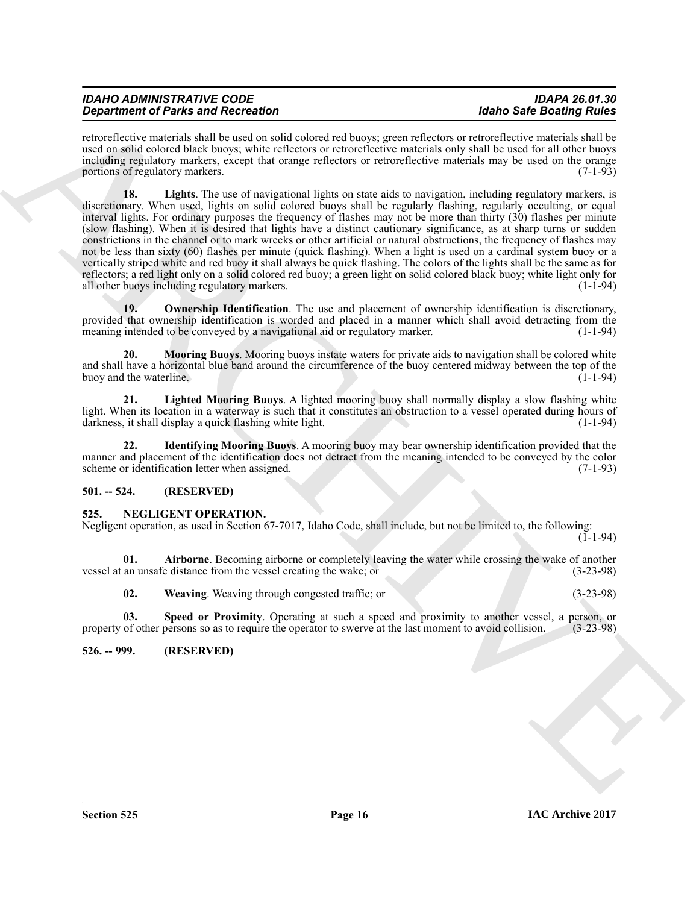retroreflective materials shall be used on solid colored red buoys; green reflectors or retroreflective materials shall be used on solid colored black buoys; white reflectors or retroreflective materials only shall be used for all other buoys including regulatory markers, except that orange reflectors or retroreflective materials may be used on the orange portions of regulatory markers. (7-1-93)

**18. Lights**. The use of navigational lights on state aids to navigation, including regulatory markers, is discretionary. When used, lights on solid colored buoys shall be regularly flashing, regularly occulting, or equal interval lights. For ordinary purposes the frequency of flashes may not be more than thirty (30) flashes per minute (slow flashing). When it is desired that lights have a distinct cautionary significance, as at sharp turns or sudden constrictions in the channel or to mark wrecks or other artificial or natural obstructions, the frequency of flashes may not be less than sixty (60) flashes per minute (quick flashing). When a light is used on a cardinal system buoy or a vertically striped white and red buoy it shall always be quick flashing. The colors of the lights shall be the same as for reflectors; a red light only on a solid colored red buoy; a green light on solid colored black buoy; white light only for all other buoys including regulatory markers. (1-1-94)

**19. Ownership Identification**. The use and placement of ownership identification is discretionary, provided that ownership identification is worded and placed in a manner which shall avoid detracting from the meaning intended to be conveyed by a navigational aid or regulatory marker. (1-1-94)

**20. Mooring Buoys**. Mooring buoys instate waters for private aids to navigation shall be colored white and shall have a horizontal blue band around the circumference of the buoy centered midway between the top of the buoy and the waterline. (1-1-94)

**21. Lighted Mooring Buoys**. A lighted mooring buoy shall normally display a slow flashing white light. When its location in a waterway is such that it constitutes an obstruction to a vessel operated during hours of darkness, it shall display a quick flashing white light. (1-1-94)

**22. Identifying Mooring Buoys**. A mooring buoy may bear ownership identification provided that the manner and placement of the identification does not detract from the meaning intended to be conveyed by the color scheme or identification letter when assigned. (7-1-93)

## 501. -- 524. (RESERVED)

## 525. NEGLIGENT OPERATION.

Negligent operation, as used in Section 67-7017, Idaho Code, shall include, but not be limited to, the following: (1-1-94)

**01. Airborne**. Becoming airborne or completely leaving the water while crossing the wake of another vessel at an unsafe distance from the vessel creating the wake; or (3-23-98)

**02. Weaving**. Weaving through congested traffic; or (3-23-98)

**03. Speed or Proximity**. Operating at such a speed and proximity to another vessel, a person, or property of other persons so as to require the operator to swerve at the last moment to avoid collision. (3-23-98)

## 526. -- 999. (RESERVED)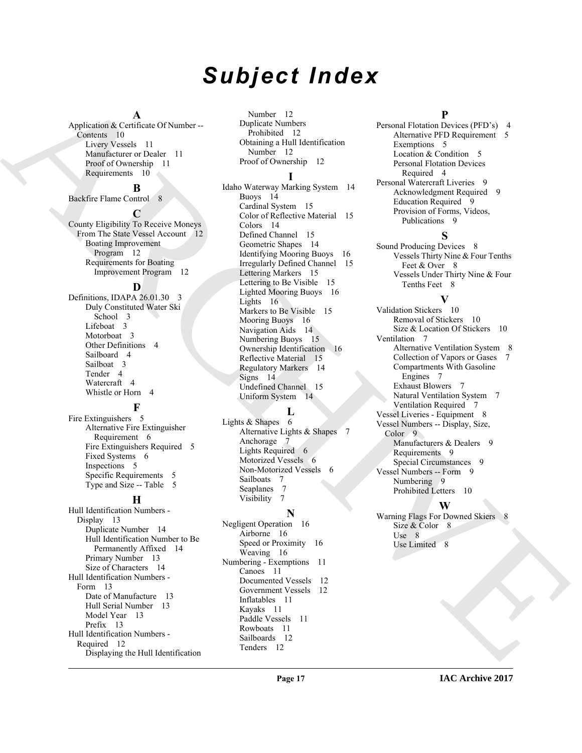# Subject Index

## A

Application & Certificate Of Number -- Contents 10
- Livery Vessels 11
- Manufacturer or Dealer 11
- Proof of Ownership 11
- Requirements 10

## B

Backfire Flame Control 8

## C

County Eligibility To Receive Moneys From The State Vessel Account 12
- Boating Improvement Program 12
- Requirements for Boating Improvement Program 12

## D

Definitions, IDAPA 26.01.30 3
- Duly Constituted Water Ski School 3
- Lifeboat 3
- Motorboat 3
- Other Definitions 4
- Sailboard 4
- Sailboat 3
- Tender 4
- Watercraft 4
- Whistle or Horn 4

## F

Fire Extinguishers 5
- Alternative Fire Extinguisher Requirement 6
- Fire Extinguishers Required 5
- Fixed Systems 6
- Inspections 5
- Specific Requirements 5
- Type and Size -- Table 5

## H

Hull Identification Numbers - Display 13
- Duplicate Number 14
- Hull Identification Number to Be Permanently Affixed 14
- Primary Number 13
- Size of Characters 14

Hull Identification Numbers - Form 13
- Date of Manufacture 13
- Hull Serial Number 13
- Model Year 13
- Prefix 13

Hull Identification Numbers - Required 12
- Displaying the Hull Identification Number 12
- Duplicate Numbers Prohibited 12
- Obtaining a Hull Identification Number 12
- Proof of Ownership 12

## I

Idaho Waterway Marking System 14
- Buoys 14
- Cardinal System 15
- Color of Reflective Material 15
- Colors 14
- Defined Channel 15
- Geometric Shapes 14
- Identifying Mooring Buoys 16
- Irregularly Defined Channel 15
- Lettering Markers 15
- Lettering to Be Visible 15
- Lighted Mooring Buoys 16
- Lights 16
- Markers to Be Visible 15
- Mooring Buoys 16
- Navigation Aids 14
- Numbering Buoys 15
- Ownership Identification 16
- Reflective Material 15
- Regulatory Markers 14
- Signs 14
- Undefined Channel 15
- Uniform System 14

## L

Lights & Shapes 6
- Alternative Lights & Shapes 7
- Anchorage 7
- Lights Required 6
- Motorized Vessels 6
- Non-Motorized Vessels 6
- Sailboats 7
- Seaplanes 7
- Visibility 7

## N

Negligent Operation 16
- Airborne 16
- Speed or Proximity 16
- Weaving 16

Numbering - Exemptions 11
- Canoes 11
- Documented Vessels 12
- Government Vessels 12
- Inflatables 11
- Kayaks 11
- Paddle Vessels 11
- Rowboats 11
- Sailboards 12
- Tenders 12

## P

Personal Flotation Devices (PFD's) 4
- Alternative PFD Requirement 5
- Exemptions 5
- Location & Condition 5
- Personal Flotation Devices Required 4

Personal Watercraft Liveries 9
- Acknowledgment Required 9
- Education Required 9
- Provision of Forms, Videos, Publications 9

## S

Sound Producing Devices 8
- Vessels Thirty Nine & Four Tenths Feet & Over 8
- Vessels Under Thirty Nine & Four Tenths Feet 8

## V

Validation Stickers 10
- Removal of Stickers 10
- Size & Location Of Stickers 10

Ventilation 7
- Alternative Ventilation System 8
- Collection of Vapors or Gases 7
- Compartments With Gasoline Engines 7
- Exhaust Blowers 7
- Natural Ventilation System 7
- Ventilation Required 7

Vessel Liveries - Equipment 8

Vessel Numbers -- Display, Size, Color 9
- Manufacturers & Dealers 9
- Requirements 9
- Special Circumstances 9

Vessel Numbers -- Form 9
- Numbering 9
- Prohibited Letters 10

## W

Warning Flags For Downed Skiers 8
- Size & Color 8
- Use 8
- Use Limited 8